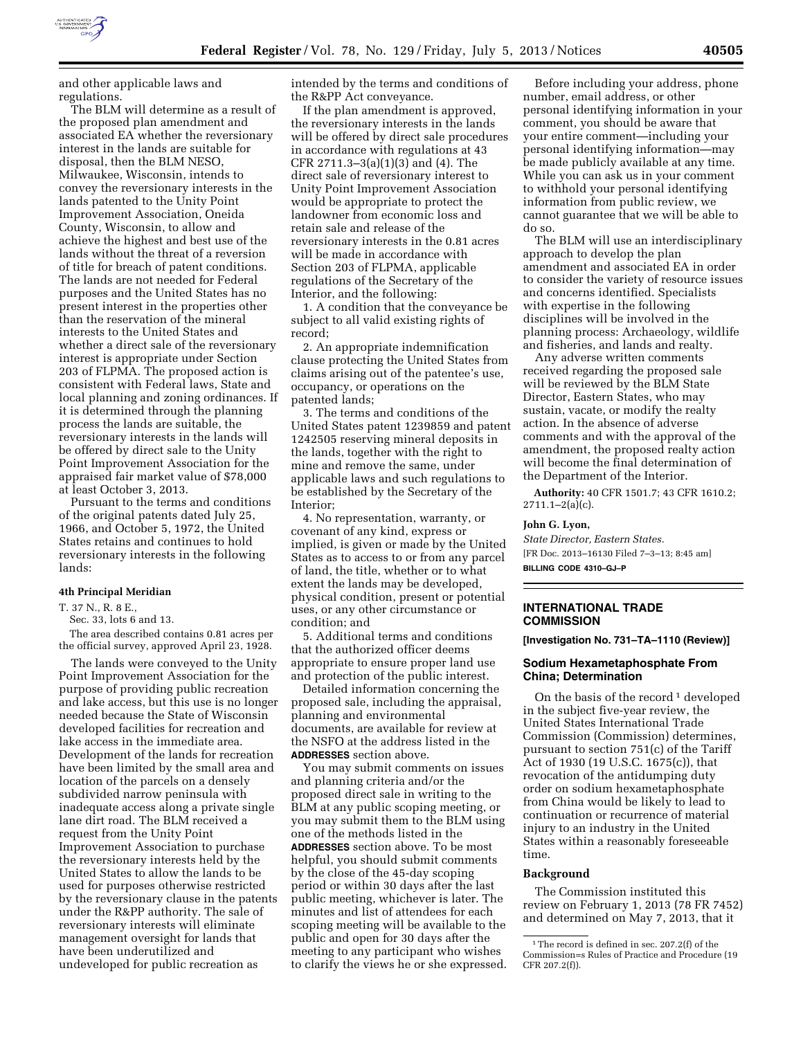and other applicable laws and regulations.

The BLM will determine as a result of the proposed plan amendment and associated EA whether the reversionary interest in the lands are suitable for disposal, then the BLM NESO, Milwaukee, Wisconsin, intends to convey the reversionary interests in the lands patented to the Unity Point Improvement Association, Oneida County, Wisconsin, to allow and achieve the highest and best use of the lands without the threat of a reversion of title for breach of patent conditions. The lands are not needed for Federal purposes and the United States has no present interest in the properties other than the reservation of the mineral interests to the United States and whether a direct sale of the reversionary interest is appropriate under Section 203 of FLPMA. The proposed action is consistent with Federal laws, State and local planning and zoning ordinances. If it is determined through the planning process the lands are suitable, the reversionary interests in the lands will be offered by direct sale to the Unity Point Improvement Association for the appraised fair market value of $78,000 at least October 3, 2013.

Pursuant to the terms and conditions of the original patents dated July 25, 1966, and October 5, 1972, the United States retains and continues to hold reversionary interests in the following lands:

**4th Principal Meridian**

T. 37 N., R. 8 E.,
Sec. 33, lots 6 and 13.

The area described contains 0.81 acres per the official survey, approved April 23, 1928.

The lands were conveyed to the Unity Point Improvement Association for the purpose of providing public recreation and lake access, but this use is no longer needed because the State of Wisconsin developed facilities for recreation and lake access in the immediate area. Development of the lands for recreation have been limited by the small area and location of the parcels on a densely subdivided narrow peninsula with inadequate access along a private single lane dirt road. The BLM received a request from the Unity Point Improvement Association to purchase the reversionary interests held by the United States to allow the lands to be used for purposes otherwise restricted by the reversionary clause in the patents under the R&PP authority. The sale of reversionary interests will eliminate management oversight for lands that have been underutilized and undeveloped for public recreation as intended by the terms and conditions of the R&PP Act conveyance.

If the plan amendment is approved, the reversionary interests in the lands will be offered by direct sale procedures in accordance with regulations at 43 CFR 2711.3–3(a)(1)(3) and (4). The direct sale of reversionary interest to Unity Point Improvement Association would be appropriate to protect the landowner from economic loss and retain sale and release of the reversionary interests in the 0.81 acres will be made in accordance with Section 203 of FLPMA, applicable regulations of the Secretary of the Interior, and the following:

1. A condition that the conveyance be subject to all valid existing rights of record;
2. An appropriate indemnification clause protecting the United States from claims arising out of the patentee's use, occupancy, or operations on the patented lands;
3. The terms and conditions of the United States patent 1239859 and patent 1242505 reserving mineral deposits in the lands, together with the right to mine and remove the same, under applicable laws and such regulations to be established by the Secretary of the Interior;
4. No representation, warranty, or covenant of any kind, express or implied, is given or made by the United States as to access to or from any parcel of land, the title, whether or to what extent the lands may be developed, physical condition, present or potential uses, or any other circumstance or condition; and
5. Additional terms and conditions that the authorized officer deems appropriate to ensure proper land use and protection of the public interest.

Detailed information concerning the proposed sale, including the appraisal, planning and environmental documents, are available for review at the NSFO at the address listed in the **ADDRESSES** section above.

You may submit comments on issues and planning criteria and/or the proposed direct sale in writing to the BLM at any public scoping meeting, or you may submit them to the BLM using one of the methods listed in the **ADDRESSES** section above. To be most helpful, you should submit comments by the close of the 45-day scoping period or within 30 days after the last public meeting, whichever is later. The minutes and list of attendees for each scoping meeting will be available to the public and open for 30 days after the meeting to any participant who wishes to clarify the views he or she expressed.

Before including your address, phone number, email address, or other personal identifying information in your comment, you should be aware that your entire comment—including your personal identifying information—may be made publicly available at any time. While you can ask us in your comment to withhold your personal identifying information from public review, we cannot guarantee that we will be able to do so.

The BLM will use an interdisciplinary approach to develop the plan amendment and associated EA in order to consider the variety of resource issues and concerns identified. Specialists with expertise in the following disciplines will be involved in the planning process: Archaeology, wildlife and fisheries, and lands and realty.

Any adverse written comments received regarding the proposed sale will be reviewed by the BLM State Director, Eastern States, who may sustain, vacate, or modify the realty action. In the absence of adverse comments and with the approval of the amendment, the proposed realty action will become the final determination of the Department of the Interior.

**Authority:** 40 CFR 1501.7; 43 CFR 1610.2; 2711.1–2(a)(c).

**John G. Lyon,**

*State Director, Eastern States.*

[FR Doc. 2013–16130 Filed 7–3–13; 8:45 am]

**BILLING CODE 4310–GJ–P**

## INTERNATIONAL TRADE COMMISSION

**[Investigation No. 731–TA–1110 (Review)]**

### Sodium Hexametaphosphate From China; Determination

On the basis of the record [1] developed in the subject five-year review, the United States International Trade Commission (Commission) determines, pursuant to section 751(c) of the Tariff Act of 1930 (19 U.S.C. 1675(c)), that revocation of the antidumping duty order on sodium hexametaphosphate from China would be likely to lead to continuation or recurrence of material injury to an industry in the United States within a reasonably foreseeable time.

#### Background

The Commission instituted this review on February 1, 2013 (78 FR 7452) and determined on May 7, 2013, that it

[1] The record is defined in sec. 207.2(f) of the Commission=s Rules of Practice and Procedure (19 CFR 207.2(f)).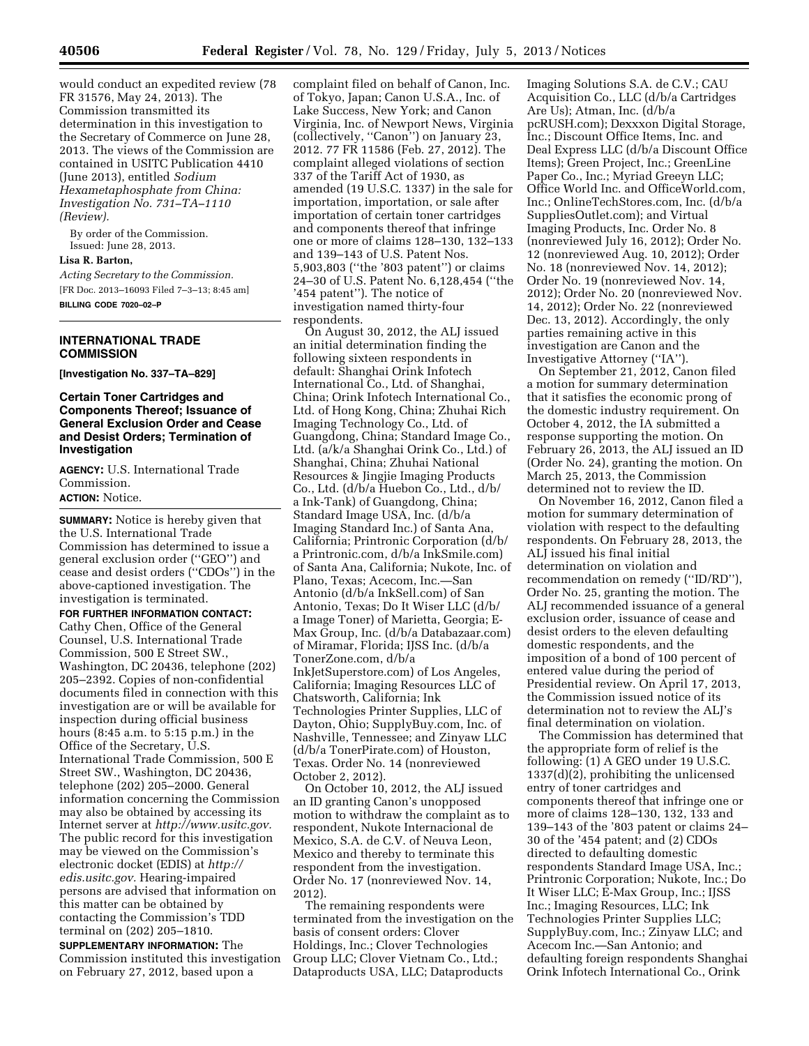would conduct an expedited review (78 FR 31576, May 24, 2013). The Commission transmitted its determination in this investigation to the Secretary of Commerce on June 28, 2013. The views of the Commission are contained in USITC Publication 4410 (June 2013), entitled *Sodium Hexametaphosphate from China: Investigation No. 731–TA–1110 (Review).*

By order of the Commission.

Issued: June 28, 2013.

**Lisa R. Barton,**

*Acting Secretary to the Commission.*

[FR Doc. 2013–16093 Filed 7–3–13; 8:45 am]

**BILLING CODE 7020–02–P**

---

## INTERNATIONAL TRADE COMMISSION

**[Investigation No. 337–TA–829]**

### Certain Toner Cartridges and Components Thereof; Issuance of General Exclusion Order and Cease and Desist Orders; Termination of Investigation

**AGENCY:** U.S. International Trade Commission.

**ACTION:** Notice.

**SUMMARY:** Notice is hereby given that the U.S. International Trade Commission has determined to issue a general exclusion order (''GEO'') and cease and desist orders (''CDOs'') in the above-captioned investigation. The investigation is terminated.

**FOR FURTHER INFORMATION CONTACT:** Cathy Chen, Office of the General Counsel, U.S. International Trade Commission, 500 E Street SW., Washington, DC 20436, telephone (202) 205–2392. Copies of non-confidential documents filed in connection with this investigation are or will be available for inspection during official business hours (8:45 a.m. to 5:15 p.m.) in the Office of the Secretary, U.S. International Trade Commission, 500 E Street SW., Washington, DC 20436, telephone (202) 205–2000. General information concerning the Commission may also be obtained by accessing its Internet server at *http://www.usitc.gov.* The public record for this investigation may be viewed on the Commission's electronic docket (EDIS) at *http://edis.usitc.gov.* Hearing-impaired persons are advised that information on this matter can be obtained by contacting the Commission's TDD terminal on (202) 205–1810.

**SUPPLEMENTARY INFORMATION:** The Commission instituted this investigation on February 27, 2012, based upon a complaint filed on behalf of Canon, Inc. of Tokyo, Japan; Canon U.S.A., Inc. of Lake Success, New York; and Canon Virginia, Inc. of Newport News, Virginia (collectively, ''Canon'') on January 23, 2012. 77 FR 11586 (Feb. 27, 2012). The complaint alleged violations of section 337 of the Tariff Act of 1930, as amended (19 U.S.C. 1337) in the sale for importation, importation, or sale after importation of certain toner cartridges and components thereof that infringe one or more of claims 128–130, 132–133 and 139–143 of U.S. Patent Nos. 5,903,803 (''the '803 patent'') or claims 24–30 of U.S. Patent No. 6,128,454 (''the '454 patent''). The notice of investigation named thirty-four respondents.

On August 30, 2012, the ALJ issued an initial determination finding the following sixteen respondents in default: Shanghai Orink Infotech International Co., Ltd. of Shanghai, China; Orink Infotech International Co., Ltd. of Hong Kong, China; Zhuhai Rich Imaging Technology Co., Ltd. of Guangdong, China; Standard Image Co., Ltd. (a/k/a Shanghai Orink Co., Ltd.) of Shanghai, China; Zhuhai National Resources & Jingjie Imaging Products Co., Ltd. (d/b/a Huebon Co., Ltd., d/b/a Ink-Tank) of Guangdong, China; Standard Image USA, Inc. (d/b/a Imaging Standard Inc.) of Santa Ana, California; Printronic Corporation (d/b/a Printronic.com, d/b/a InkSmile.com) of Santa Ana, California; Nukote, Inc. of Plano, Texas; Acecom, Inc.—San Antonio (d/b/a InkSell.com) of San Antonio, Texas; Do It Wiser LLC (d/b/a Image Toner) of Marietta, Georgia; E-Max Group, Inc. (d/b/a Databazaar.com) of Miramar, Florida; IJSS Inc. (d/b/a TonerZone.com, d/b/a InkJetSuperstore.com) of Los Angeles, California; Imaging Resources LLC of Chatsworth, California; Ink Technologies Printer Supplies, LLC of Dayton, Ohio; SupplyBuy.com, Inc. of Nashville, Tennessee; and Zinyaw LLC (d/b/a TonerPirate.com) of Houston, Texas. Order No. 14 (nonreviewed October 2, 2012).

On October 10, 2012, the ALJ issued an ID granting Canon's unopposed motion to withdraw the complaint as to respondent, Nukote Internacional de Mexico, S.A. de C.V. of Neuva Leon, Mexico and thereby to terminate this respondent from the investigation. Order No. 17 (nonreviewed Nov. 14, 2012).

The remaining respondents were terminated from the investigation on the basis of consent orders: Clover Holdings, Inc.; Clover Technologies Group LLC; Clover Vietnam Co., Ltd.; Dataproducts USA, LLC; Dataproducts Imaging Solutions S.A. de C.V.; CAU Acquisition Co., LLC (d/b/a Cartridges Are Us); Atman, Inc. (d/b/a pcRUSH.com); Dexxxon Digital Storage, Inc.; Discount Office Items, Inc. and Deal Express LLC (d/b/a Discount Office Items); Green Project, Inc.; GreenLine Paper Co., Inc.; Myriad Greeyn LLC; Office World Inc. and OfficeWorld.com, Inc.; OnlineTechStores.com, Inc. (d/b/a SuppliesOutlet.com); and Virtual Imaging Products, Inc. Order No. 8 (nonreviewed July 16, 2012); Order No. 12 (nonreviewed Aug. 10, 2012); Order No. 18 (nonreviewed Nov. 14, 2012); Order No. 19 (nonreviewed Nov. 14, 2012); Order No. 20 (nonreviewed Nov. 14, 2012); Order No. 22 (nonreviewed Dec. 13, 2012). Accordingly, the only parties remaining active in this investigation are Canon and the Investigative Attorney (''IA'').

On September 21, 2012, Canon filed a motion for summary determination that it satisfies the economic prong of the domestic industry requirement. On October 4, 2012, the IA submitted a response supporting the motion. On February 26, 2013, the ALJ issued an ID (Order No. 24), granting the motion. On March 25, 2013, the Commission determined not to review the ID.

On November 16, 2012, Canon filed a motion for summary determination of violation with respect to the defaulting respondents. On February 28, 2013, the ALJ issued his final initial determination on violation and recommendation on remedy (''ID/RD''), Order No. 25, granting the motion. The ALJ recommended issuance of a general exclusion order, issuance of cease and desist orders to the eleven defaulting domestic respondents, and the imposition of a bond of 100 percent of entered value during the period of Presidential review. On April 17, 2013, the Commission issued notice of its determination not to review the ALJ's final determination on violation.

The Commission has determined that the appropriate form of relief is the following: (1) A GEO under 19 U.S.C. 1337(d)(2), prohibiting the unlicensed entry of toner cartridges and components thereof that infringe one or more of claims 128–130, 132, 133 and 139–143 of the '803 patent or claims 24–30 of the '454 patent; and (2) CDOs directed to defaulting domestic respondents Standard Image USA, Inc.; Printronic Corporation; Nukote, Inc.; Do It Wiser LLC; E-Max Group, Inc.; IJSS Inc.; Imaging Resources, LLC; Ink Technologies Printer Supplies LLC; SupplyBuy.com, Inc.; Zinyaw LLC; and Acecom Inc.—San Antonio; and defaulting foreign respondents Shanghai Orink Infotech International Co., Orink